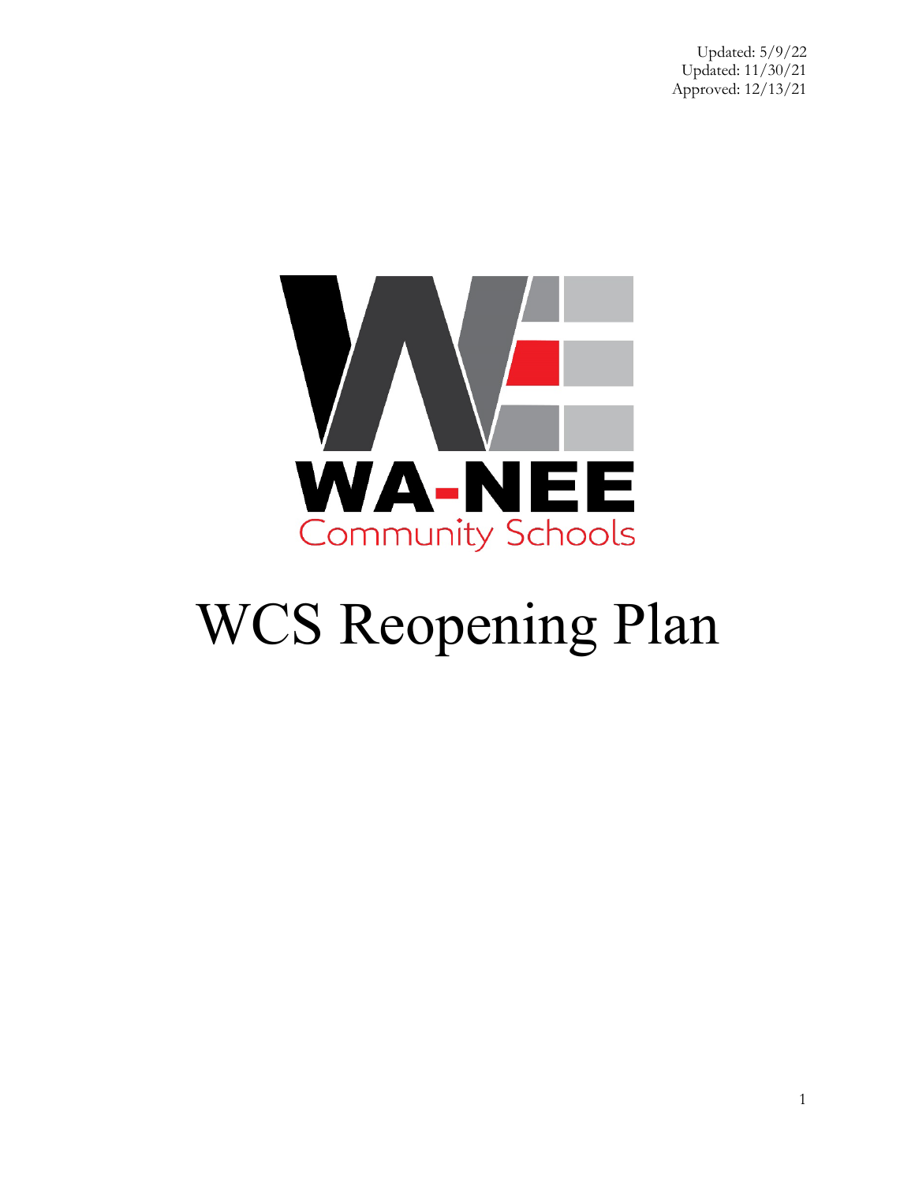Updated: 5/9/22
Updated: 11/30/21
Approved: 12/13/21

WA-NEE
Community Schools

# WCS Reopening Plan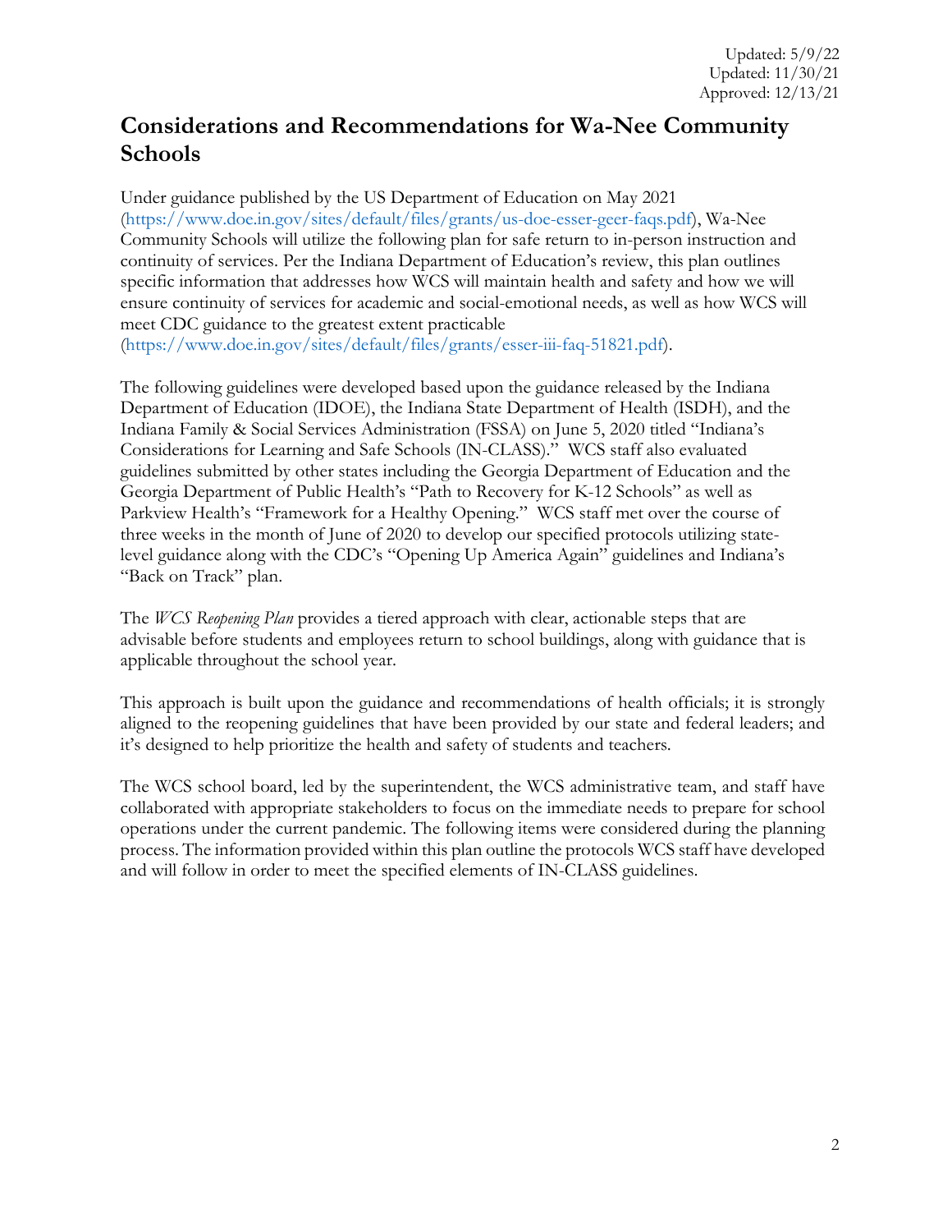Updated: 5/9/22
Updated: 11/30/21
Approved: 12/13/21

## Considerations and Recommendations for Wa-Nee Community Schools

Under guidance published by the US Department of Education on May 2021 (https://www.doe.in.gov/sites/default/files/grants/us-doe-esser-geer-faqs.pdf), Wa-Nee Community Schools will utilize the following plan for safe return to in-person instruction and continuity of services. Per the Indiana Department of Education's review, this plan outlines specific information that addresses how WCS will maintain health and safety and how we will ensure continuity of services for academic and social-emotional needs, as well as how WCS will meet CDC guidance to the greatest extent practicable (https://www.doe.in.gov/sites/default/files/grants/esser-iii-faq-51821.pdf).

The following guidelines were developed based upon the guidance released by the Indiana Department of Education (IDOE), the Indiana State Department of Health (ISDH), and the Indiana Family & Social Services Administration (FSSA) on June 5, 2020 titled "Indiana's Considerations for Learning and Safe Schools (IN-CLASS)." WCS staff also evaluated guidelines submitted by other states including the Georgia Department of Education and the Georgia Department of Public Health's "Path to Recovery for K-12 Schools" as well as Parkview Health's "Framework for a Healthy Opening." WCS staff met over the course of three weeks in the month of June of 2020 to develop our specified protocols utilizing state-level guidance along with the CDC's "Opening Up America Again" guidelines and Indiana's "Back on Track" plan.

The *WCS Reopening Plan* provides a tiered approach with clear, actionable steps that are advisable before students and employees return to school buildings, along with guidance that is applicable throughout the school year.

This approach is built upon the guidance and recommendations of health officials; it is strongly aligned to the reopening guidelines that have been provided by our state and federal leaders; and it's designed to help prioritize the health and safety of students and teachers.

The WCS school board, led by the superintendent, the WCS administrative team, and staff have collaborated with appropriate stakeholders to focus on the immediate needs to prepare for school operations under the current pandemic. The following items were considered during the planning process. The information provided within this plan outline the protocols WCS staff have developed and will follow in order to meet the specified elements of IN-CLASS guidelines.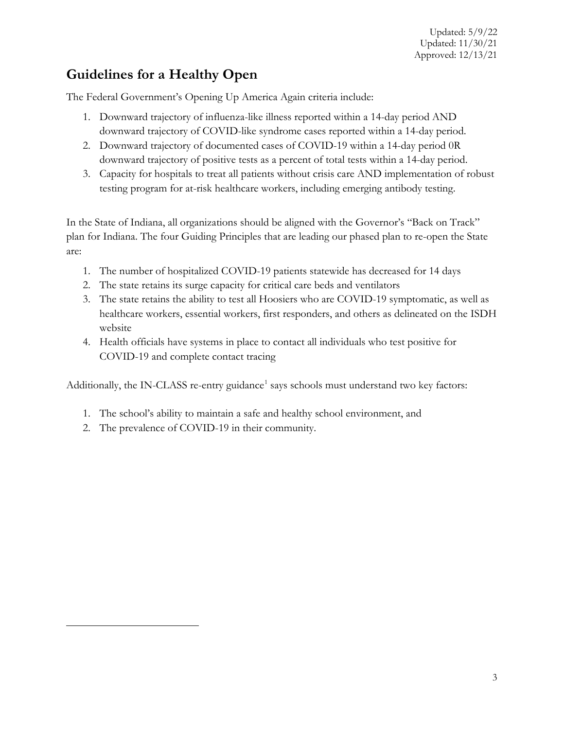Updated: 5/9/22
Updated: 11/30/21
Approved: 12/13/21

## Guidelines for a Healthy Open

The Federal Government's Opening Up America Again criteria include:

1. Downward trajectory of influenza-like illness reported within a 14-day period AND downward trajectory of COVID-like syndrome cases reported within a 14-day period.
2. Downward trajectory of documented cases of COVID-19 within a 14-day period 0R downward trajectory of positive tests as a percent of total tests within a 14-day period.
3. Capacity for hospitals to treat all patients without crisis care AND implementation of robust testing program for at-risk healthcare workers, including emerging antibody testing.

In the State of Indiana, all organizations should be aligned with the Governor's "Back on Track" plan for Indiana. The four Guiding Principles that are leading our phased plan to re-open the State are:

1. The number of hospitalized COVID-19 patients statewide has decreased for 14 days
2. The state retains its surge capacity for critical care beds and ventilators
3. The state retains the ability to test all Hoosiers who are COVID-19 symptomatic, as well as healthcare workers, essential workers, first responders, and others as delineated on the ISDH website
4. Health officials have systems in place to contact all individuals who test positive for COVID-19 and complete contact tracing

Additionally, the IN-CLASS re-entry guidance[1] says schools must understand two key factors:

1. The school's ability to maintain a safe and healthy school environment, and
2. The prevalence of COVID-19 in their community.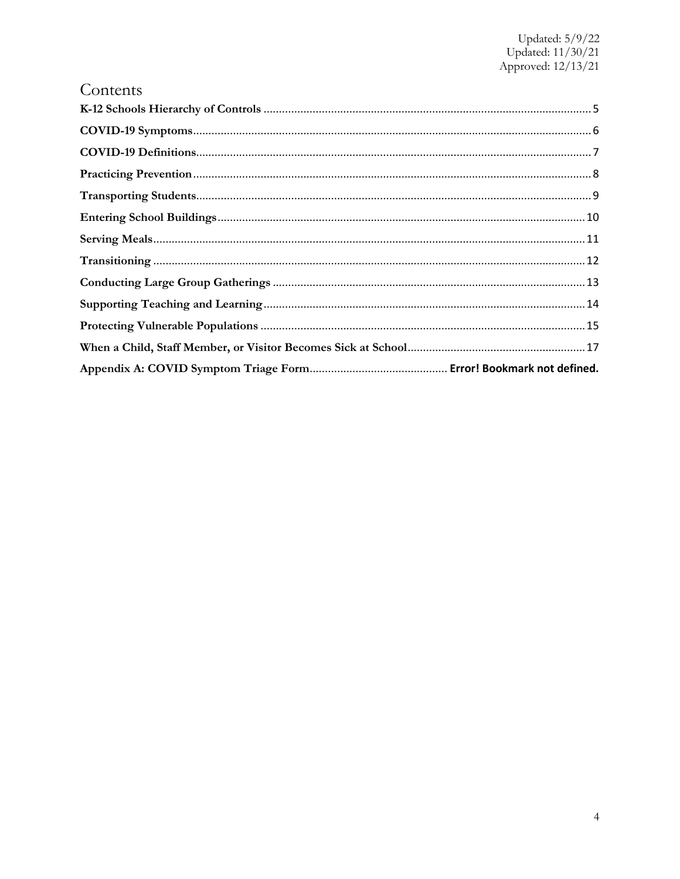Updated: 5/9/22
Updated: 11/30/21
Approved: 12/13/21

# Contents

**K-12 Schools Hierarchy of Controls** .......... 5

**COVID-19 Symptoms** .......... 6

**COVID-19 Definitions** .......... 7

**Practicing Prevention** .......... 8

**Transporting Students** .......... 9

**Entering School Buildings** .......... 10

**Serving Meals** .......... 11

**Transitioning** .......... 12

**Conducting Large Group Gatherings** .......... 13

**Supporting Teaching and Learning** .......... 14

**Protecting Vulnerable Populations** .......... 15

**When a Child, Staff Member, or Visitor Becomes Sick at School** .......... 17

**Appendix A: COVID Symptom Triage Form** .......... **Error! Bookmark not defined.**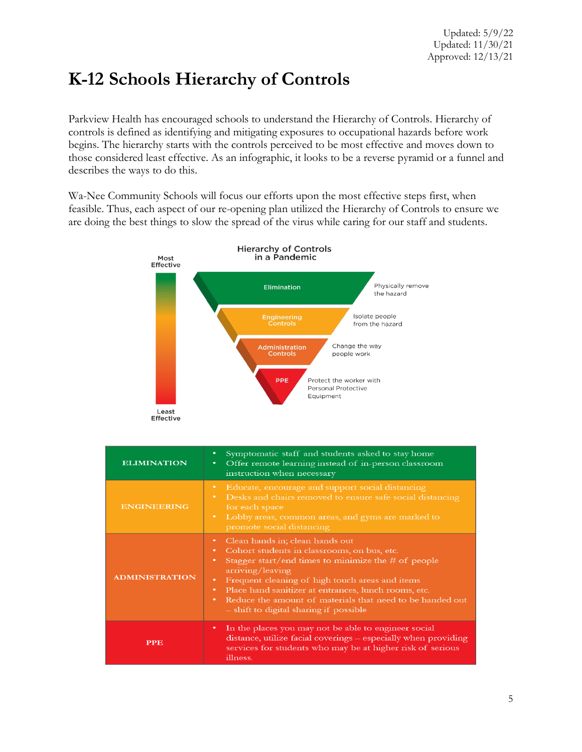Updated: 5/9/22
Updated: 11/30/21
Approved: 12/13/21

# K-12 Schools Hierarchy of Controls

Parkview Health has encouraged schools to understand the Hierarchy of Controls. Hierarchy of controls is defined as identifying and mitigating exposures to occupational hazards before work begins. The hierarchy starts with the controls perceived to be most effective and moves down to those considered least effective. As an infographic, it looks to be a reverse pyramid or a funnel and describes the ways to do this.

Wa-Nee Community Schools will focus our efforts upon the most effective steps first, when feasible. Thus, each aspect of our re-opening plan utilized the Hierarchy of Controls to ensure we are doing the best things to slow the spread of the virus while caring for our staff and students.

**Hierarchy of Controls in a Pandemic**

Most Effective → Least Effective

- **Elimination** – Physically remove the hazard
- **Engineering Controls** – Isolate people from the hazard
- **Administration Controls** – Change the way people work
- **PPE** – Protect the worker with Personal Protective Equipment

| | |
|---|---|
| **ELIMINATION** | • Symptomatic staff and students asked to stay home<br>• Offer remote learning instead of in-person classroom instruction when necessary |
| **ENGINEERING** | • Educate, encourage and support social distancing<br>• Desks and chairs removed to ensure safe social distancing for each space<br>• Lobby areas, common areas, and gyms are marked to promote social distancing |
| **ADMINISTRATION** | • Clean hands in; clean hands out<br>• Cohort students in classrooms, on bus, etc.<br>• Stagger start/end times to minimize the # of people arriving/leaving<br>• Frequent cleaning of high touch areas and items<br>• Place hand sanitizer at entrances, lunch rooms, etc.<br>• Reduce the amount of materials that need to be handed out – shift to digital sharing if possible |
| **PPE** | • In the places you may not be able to engineer social distance, utilize facial coverings – especially when providing services for students who may be at higher risk of serious illness. |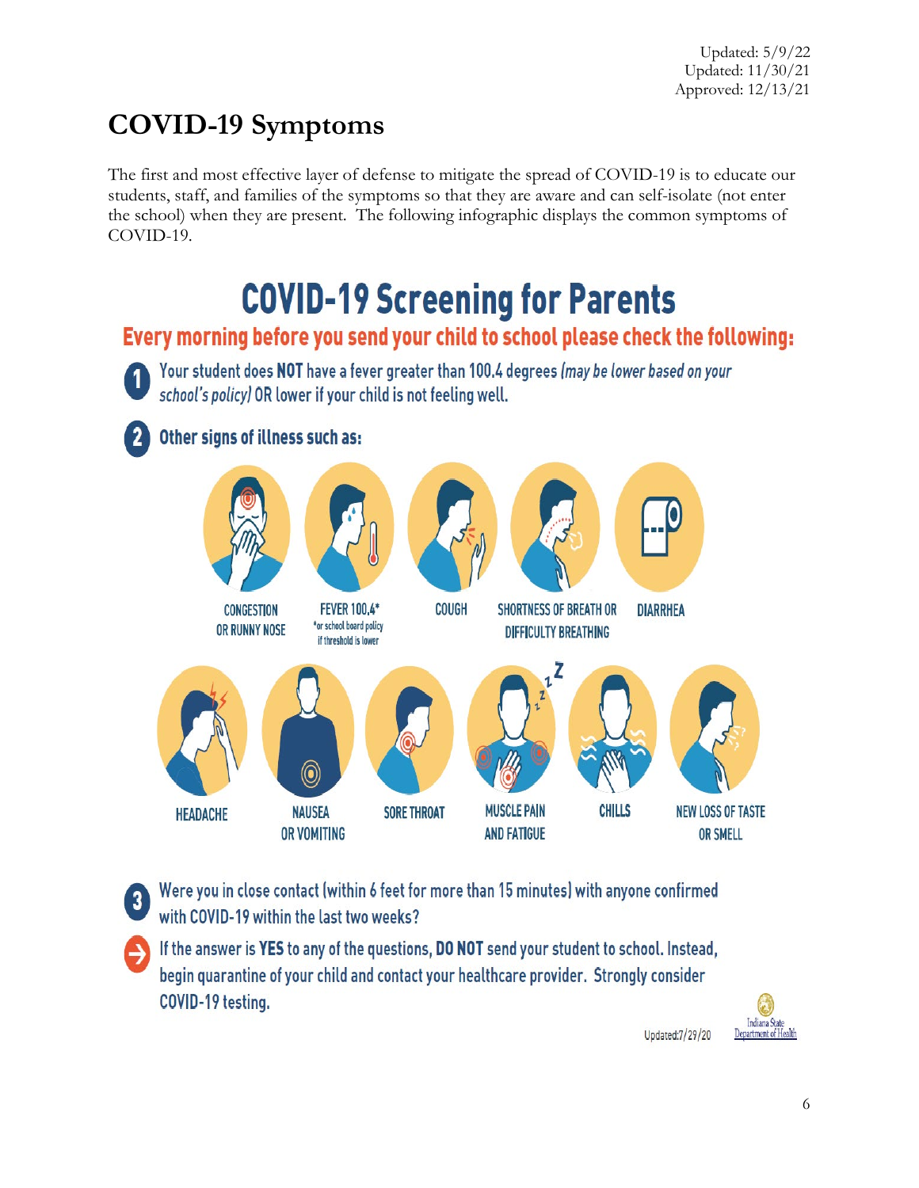Updated: 5/9/22
Updated: 11/30/21
Approved: 12/13/21

# COVID-19 Symptoms

The first and most effective layer of defense to mitigate the spread of COVID-19 is to educate our students, staff, and families of the symptoms so that they are aware and can self-isolate (not enter the school) when they are present. The following infographic displays the common symptoms of COVID-19.

## COVID-19 Screening for Parents

**Every morning before you send your child to school please check the following:**

1. Your student does **NOT** have a fever greater than 100.4 degrees *(may be lower based on your school's policy)* OR lower if your child is not feeling well.
2. **Other signs of illness such as:**
   - CONGESTION OR RUNNY NOSE
   - FEVER 100.4* (*or school board policy if threshold is lower)
   - COUGH
   - SHORTNESS OF BREATH OR DIFFICULTY BREATHING
   - DIARRHEA
   - HEADACHE
   - NAUSEA OR VOMITING
   - SORE THROAT
   - MUSCLE PAIN AND FATIGUE
   - CHILLS
   - NEW LOSS OF TASTE OR SMELL
3. Were you in close contact (within 6 feet for more than 15 minutes) with anyone confirmed with COVID-19 within the last two weeks?

→ If the answer is **YES** to any of the questions, **DO NOT** send your student to school. Instead, begin quarantine of your child and contact your healthcare provider. Strongly consider COVID-19 testing.

Updated:7/29/20

Indiana State Department of Health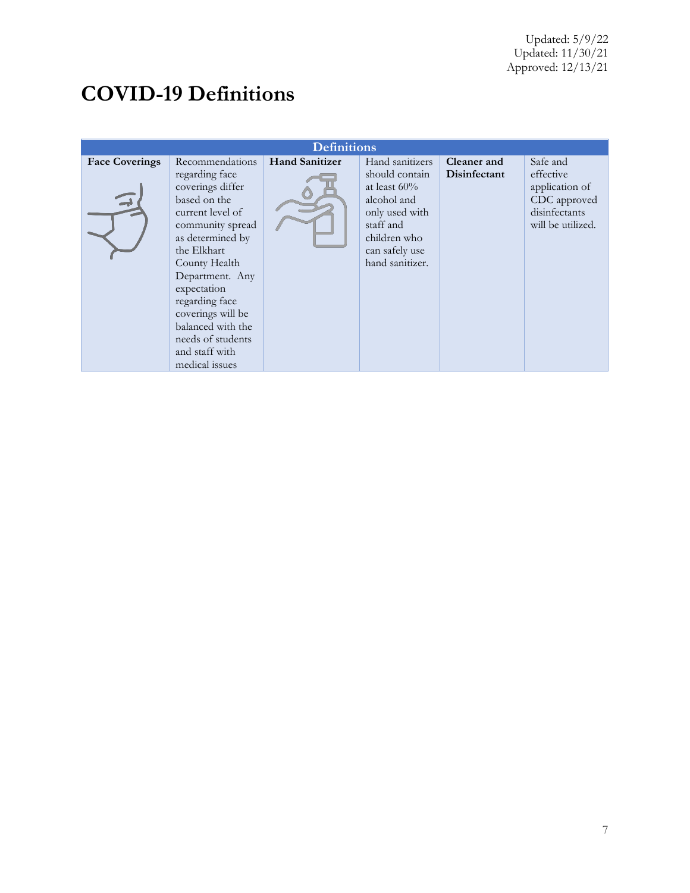Updated: 5/9/22
Updated: 11/30/21
Approved: 12/13/21

# COVID-19 Definitions

| Definitions | | | | | |
|---|---|---|---|---|---|
| **Face Coverings** | Recommendations regarding face coverings differ based on the current level of community spread as determined by the Elkhart County Health Department. Any expectation regarding face coverings will be balanced with the needs of students and staff with medical issues | **Hand Sanitizer** | Hand sanitizers should contain at least 60% alcohol and only used with staff and children who can safely use hand sanitizer. | **Cleaner and Disinfectant** | Safe and effective application of CDC approved disinfectants will be utilized. |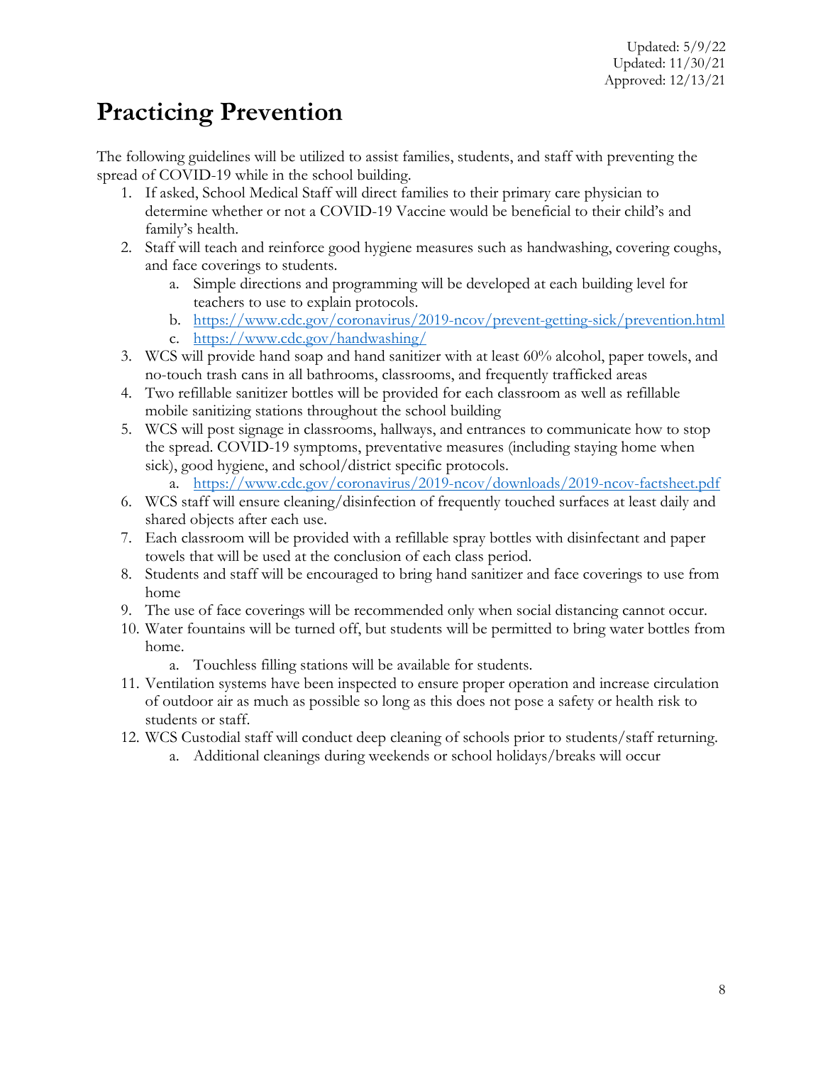Updated: 5/9/22
Updated: 11/30/21
Approved: 12/13/21

# Practicing Prevention

The following guidelines will be utilized to assist families, students, and staff with preventing the spread of COVID-19 while in the school building.

1. If asked, School Medical Staff will direct families to their primary care physician to determine whether or not a COVID-19 Vaccine would be beneficial to their child's and family's health.
2. Staff will teach and reinforce good hygiene measures such as handwashing, covering coughs, and face coverings to students.
    a. Simple directions and programming will be developed at each building level for teachers to use to explain protocols.
    b. https://www.cdc.gov/coronavirus/2019-ncov/prevent-getting-sick/prevention.html
    c. https://www.cdc.gov/handwashing/
3. WCS will provide hand soap and hand sanitizer with at least 60% alcohol, paper towels, and no-touch trash cans in all bathrooms, classrooms, and frequently trafficked areas
4. Two refillable sanitizer bottles will be provided for each classroom as well as refillable mobile sanitizing stations throughout the school building
5. WCS will post signage in classrooms, hallways, and entrances to communicate how to stop the spread. COVID-19 symptoms, preventative measures (including staying home when sick), good hygiene, and school/district specific protocols.
    a. https://www.cdc.gov/coronavirus/2019-ncov/downloads/2019-ncov-factsheet.pdf
6. WCS staff will ensure cleaning/disinfection of frequently touched surfaces at least daily and shared objects after each use.
7. Each classroom will be provided with a refillable spray bottles with disinfectant and paper towels that will be used at the conclusion of each class period.
8. Students and staff will be encouraged to bring hand sanitizer and face coverings to use from home
9. The use of face coverings will be recommended only when social distancing cannot occur.
10. Water fountains will be turned off, but students will be permitted to bring water bottles from home.
    a. Touchless filling stations will be available for students.
11. Ventilation systems have been inspected to ensure proper operation and increase circulation of outdoor air as much as possible so long as this does not pose a safety or health risk to students or staff.
12. WCS Custodial staff will conduct deep cleaning of schools prior to students/staff returning.
    a. Additional cleanings during weekends or school holidays/breaks will occur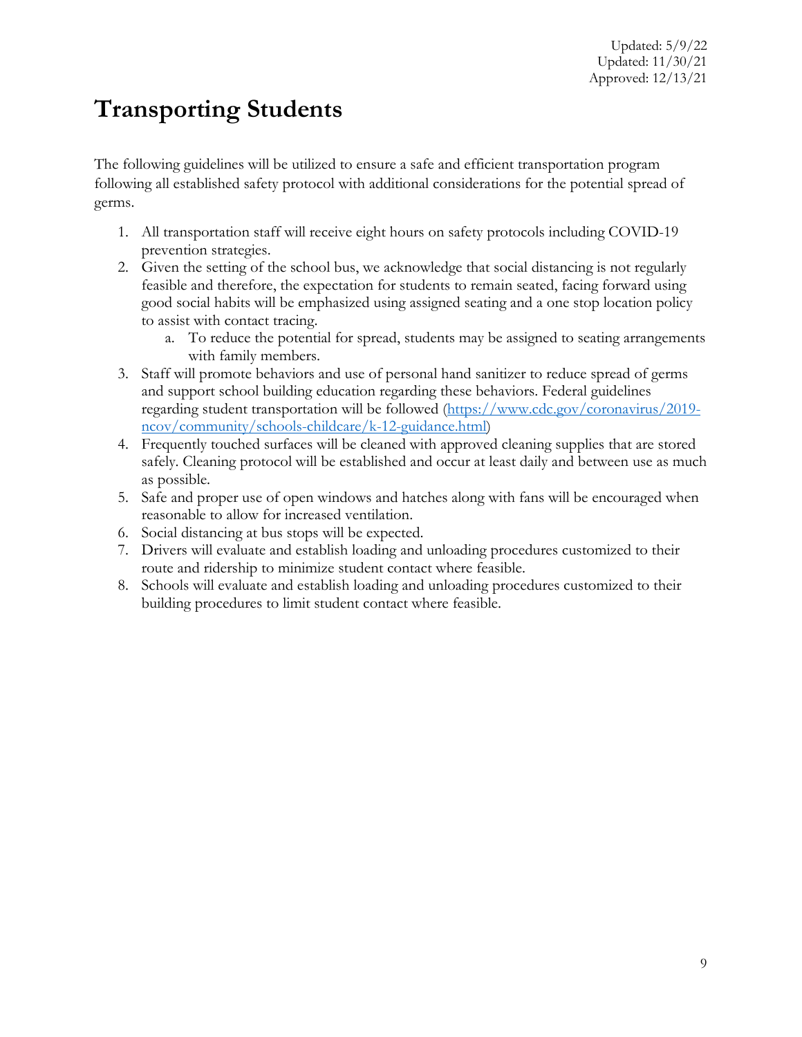Updated: 5/9/22
Updated: 11/30/21
Approved: 12/13/21

# Transporting Students

The following guidelines will be utilized to ensure a safe and efficient transportation program following all established safety protocol with additional considerations for the potential spread of germs.

1. All transportation staff will receive eight hours on safety protocols including COVID-19 prevention strategies.
2. Given the setting of the school bus, we acknowledge that social distancing is not regularly feasible and therefore, the expectation for students to remain seated, facing forward using good social habits will be emphasized using assigned seating and a one stop location policy to assist with contact tracing.
    a. To reduce the potential for spread, students may be assigned to seating arrangements with family members.
3. Staff will promote behaviors and use of personal hand sanitizer to reduce spread of germs and support school building education regarding these behaviors. Federal guidelines regarding student transportation will be followed ([https://www.cdc.gov/coronavirus/2019-ncov/community/schools-childcare/k-12-guidance.html](https://www.cdc.gov/coronavirus/2019-ncov/community/schools-childcare/k-12-guidance.html))
4. Frequently touched surfaces will be cleaned with approved cleaning supplies that are stored safely. Cleaning protocol will be established and occur at least daily and between use as much as possible.
5. Safe and proper use of open windows and hatches along with fans will be encouraged when reasonable to allow for increased ventilation.
6. Social distancing at bus stops will be expected.
7. Drivers will evaluate and establish loading and unloading procedures customized to their route and ridership to minimize student contact where feasible.
8. Schools will evaluate and establish loading and unloading procedures customized to their building procedures to limit student contact where feasible.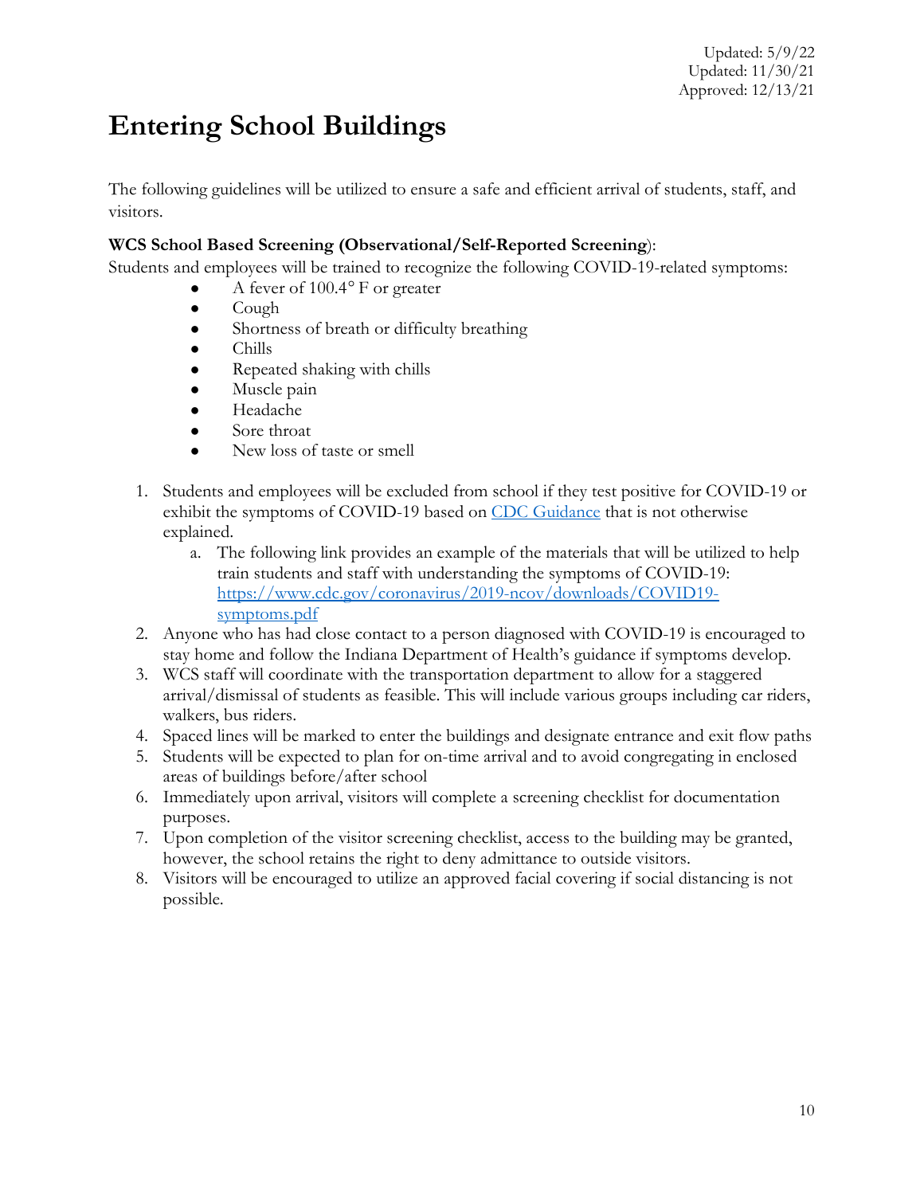Updated: 5/9/22
Updated: 11/30/21
Approved: 12/13/21

# Entering School Buildings

The following guidelines will be utilized to ensure a safe and efficient arrival of students, staff, and visitors.

**WCS School Based Screening (Observational/Self-Reported Screening**):
Students and employees will be trained to recognize the following COVID-19-related symptoms:

- A fever of 100.4° F or greater
- Cough
- Shortness of breath or difficulty breathing
- Chills
- Repeated shaking with chills
- Muscle pain
- Headache
- Sore throat
- New loss of taste or smell

1. Students and employees will be excluded from school if they test positive for COVID-19 or exhibit the symptoms of COVID-19 based on [CDC Guidance](CDC Guidance) that is not otherwise explained.
   a. The following link provides an example of the materials that will be utilized to help train students and staff with understanding the symptoms of COVID-19: [https://www.cdc.gov/coronavirus/2019-ncov/downloads/COVID19-symptoms.pdf](https://www.cdc.gov/coronavirus/2019-ncov/downloads/COVID19-symptoms.pdf)
2. Anyone who has had close contact to a person diagnosed with COVID-19 is encouraged to stay home and follow the Indiana Department of Health's guidance if symptoms develop.
3. WCS staff will coordinate with the transportation department to allow for a staggered arrival/dismissal of students as feasible. This will include various groups including car riders, walkers, bus riders.
4. Spaced lines will be marked to enter the buildings and designate entrance and exit flow paths
5. Students will be expected to plan for on-time arrival and to avoid congregating in enclosed areas of buildings before/after school
6. Immediately upon arrival, visitors will complete a screening checklist for documentation purposes.
7. Upon completion of the visitor screening checklist, access to the building may be granted, however, the school retains the right to deny admittance to outside visitors.
8. Visitors will be encouraged to utilize an approved facial covering if social distancing is not possible.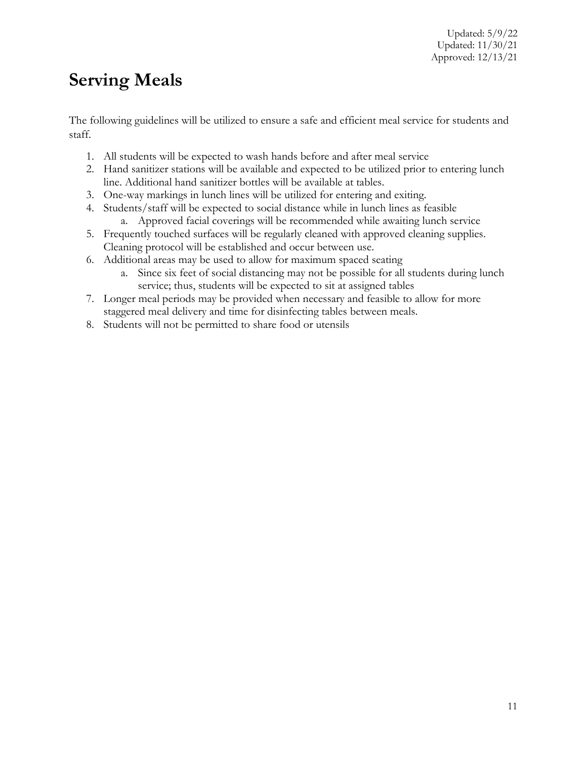Updated: 5/9/22
Updated: 11/30/21
Approved: 12/13/21

# Serving Meals

The following guidelines will be utilized to ensure a safe and efficient meal service for students and staff.

1. All students will be expected to wash hands before and after meal service
2. Hand sanitizer stations will be available and expected to be utilized prior to entering lunch line. Additional hand sanitizer bottles will be available at tables.
3. One-way markings in lunch lines will be utilized for entering and exiting.
4. Students/staff will be expected to social distance while in lunch lines as feasible
    a. Approved facial coverings will be recommended while awaiting lunch service
5. Frequently touched surfaces will be regularly cleaned with approved cleaning supplies. Cleaning protocol will be established and occur between use.
6. Additional areas may be used to allow for maximum spaced seating
    a. Since six feet of social distancing may not be possible for all students during lunch service; thus, students will be expected to sit at assigned tables
7. Longer meal periods may be provided when necessary and feasible to allow for more staggered meal delivery and time for disinfecting tables between meals.
8. Students will not be permitted to share food or utensils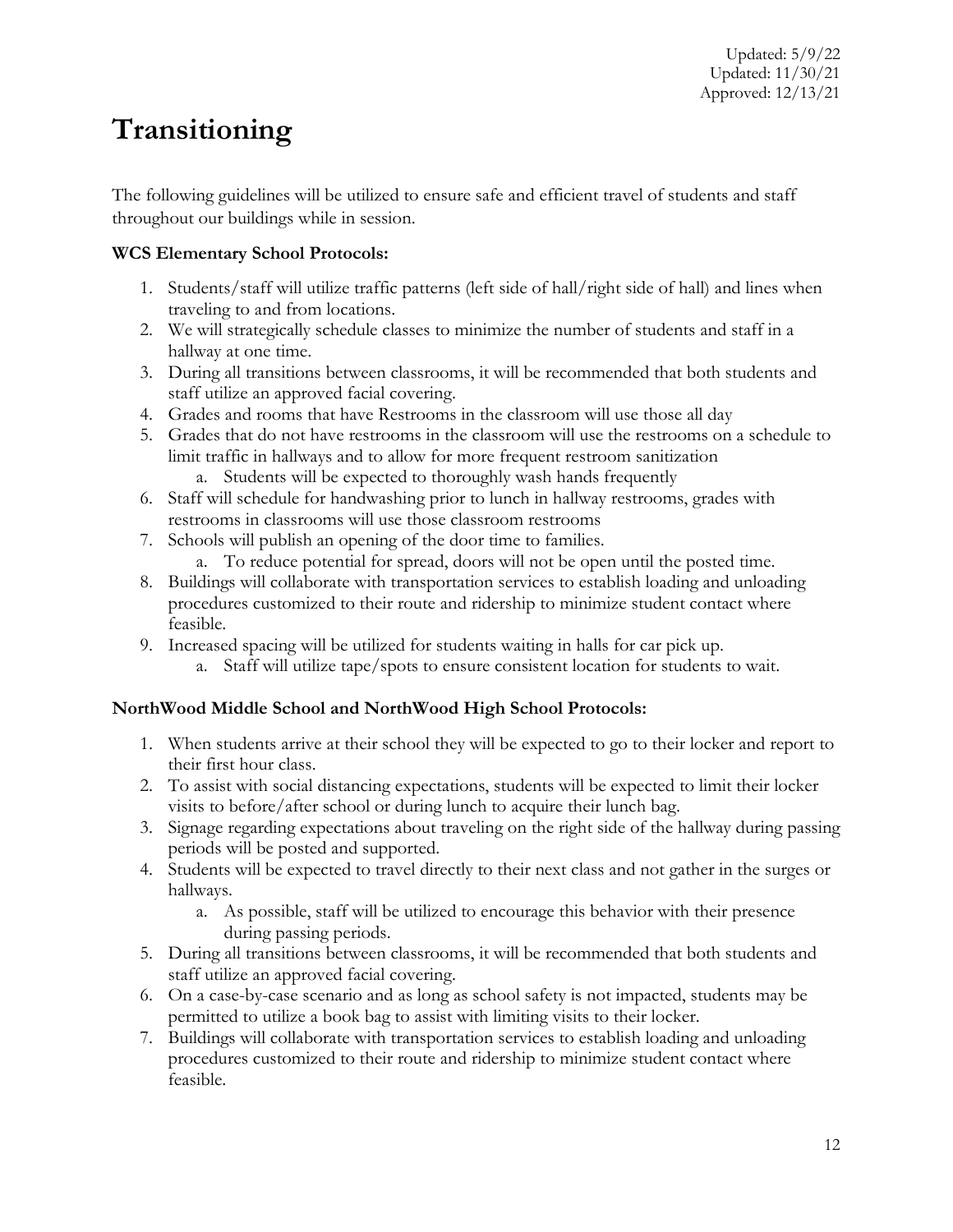Updated: 5/9/22
Updated: 11/30/21
Approved: 12/13/21

# Transitioning

The following guidelines will be utilized to ensure safe and efficient travel of students and staff throughout our buildings while in session.

**WCS Elementary School Protocols:**

1. Students/staff will utilize traffic patterns (left side of hall/right side of hall) and lines when traveling to and from locations.
2. We will strategically schedule classes to minimize the number of students and staff in a hallway at one time.
3. During all transitions between classrooms, it will be recommended that both students and staff utilize an approved facial covering.
4. Grades and rooms that have Restrooms in the classroom will use those all day
5. Grades that do not have restrooms in the classroom will use the restrooms on a schedule to limit traffic in hallways and to allow for more frequent restroom sanitization
   a. Students will be expected to thoroughly wash hands frequently
6. Staff will schedule for handwashing prior to lunch in hallway restrooms, grades with restrooms in classrooms will use those classroom restrooms
7. Schools will publish an opening of the door time to families.
   a. To reduce potential for spread, doors will not be open until the posted time.
8. Buildings will collaborate with transportation services to establish loading and unloading procedures customized to their route and ridership to minimize student contact where feasible.
9. Increased spacing will be utilized for students waiting in halls for car pick up.
   a. Staff will utilize tape/spots to ensure consistent location for students to wait.

**NorthWood Middle School and NorthWood High School Protocols:**

1. When students arrive at their school they will be expected to go to their locker and report to their first hour class.
2. To assist with social distancing expectations, students will be expected to limit their locker visits to before/after school or during lunch to acquire their lunch bag.
3. Signage regarding expectations about traveling on the right side of the hallway during passing periods will be posted and supported.
4. Students will be expected to travel directly to their next class and not gather in the surges or hallways.
   a. As possible, staff will be utilized to encourage this behavior with their presence during passing periods.
5. During all transitions between classrooms, it will be recommended that both students and staff utilize an approved facial covering.
6. On a case-by-case scenario and as long as school safety is not impacted, students may be permitted to utilize a book bag to assist with limiting visits to their locker.
7. Buildings will collaborate with transportation services to establish loading and unloading procedures customized to their route and ridership to minimize student contact where feasible.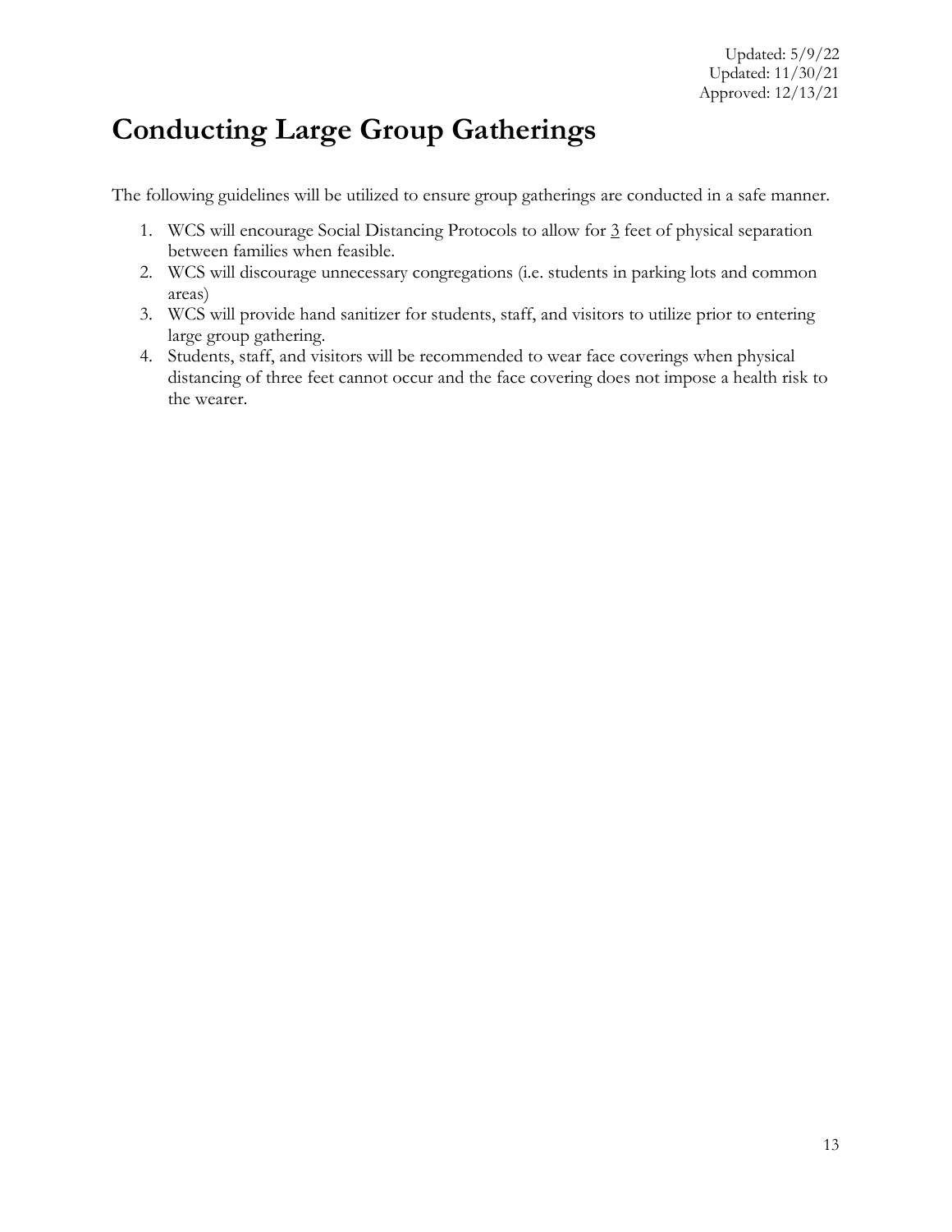Updated: 5/9/22
Updated: 11/30/21
Approved: 12/13/21

# Conducting Large Group Gatherings

The following guidelines will be utilized to ensure group gatherings are conducted in a safe manner.

1. WCS will encourage Social Distancing Protocols to allow for 3 feet of physical separation between families when feasible.
2. WCS will discourage unnecessary congregations (i.e. students in parking lots and common areas)
3. WCS will provide hand sanitizer for students, staff, and visitors to utilize prior to entering large group gathering.
4. Students, staff, and visitors will be recommended to wear face coverings when physical distancing of three feet cannot occur and the face covering does not impose a health risk to the wearer.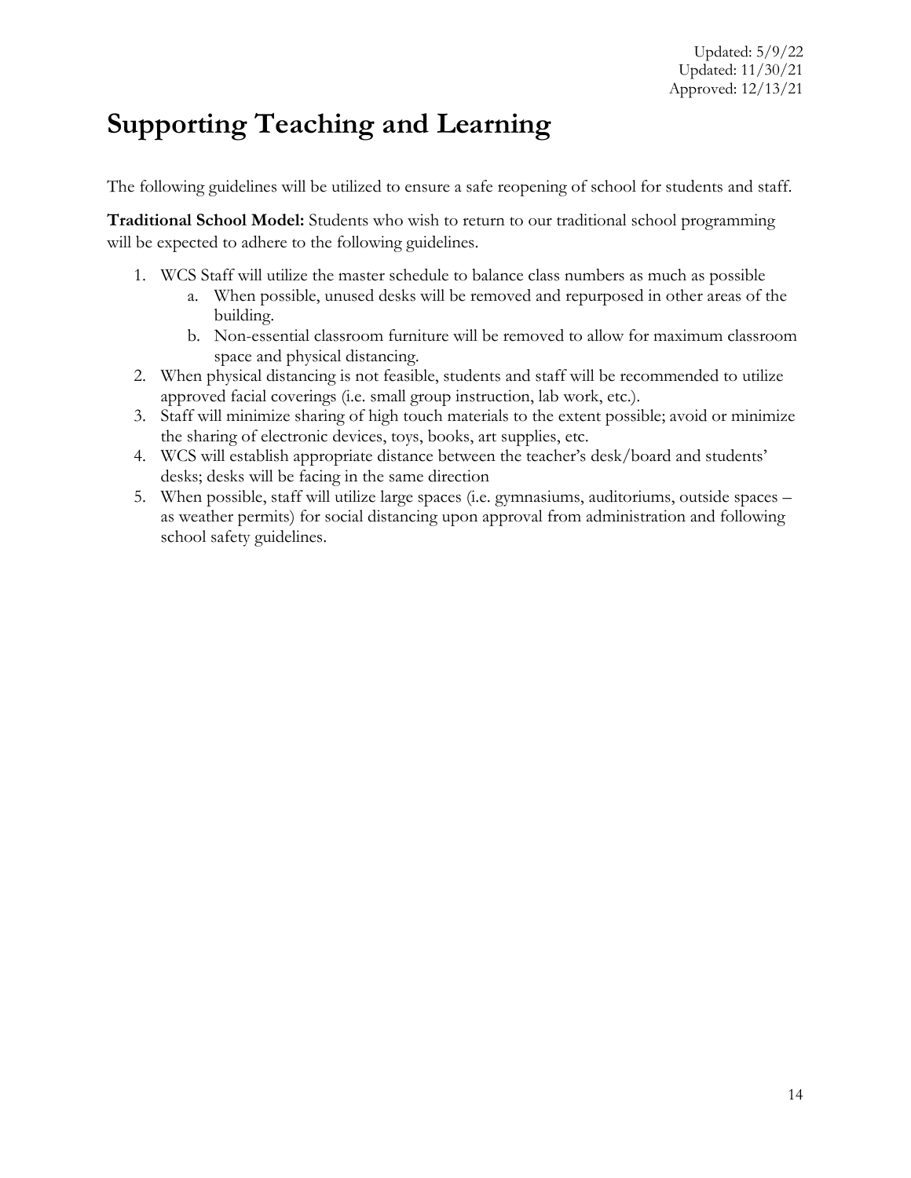Updated: 5/9/22
Updated: 11/30/21
Approved: 12/13/21

# Supporting Teaching and Learning

The following guidelines will be utilized to ensure a safe reopening of school for students and staff.

**Traditional School Model:** Students who wish to return to our traditional school programming will be expected to adhere to the following guidelines.

1. WCS Staff will utilize the master schedule to balance class numbers as much as possible
   a. When possible, unused desks will be removed and repurposed in other areas of the building.
   b. Non-essential classroom furniture will be removed to allow for maximum classroom space and physical distancing.
2. When physical distancing is not feasible, students and staff will be recommended to utilize approved facial coverings (i.e. small group instruction, lab work, etc.).
3. Staff will minimize sharing of high touch materials to the extent possible; avoid or minimize the sharing of electronic devices, toys, books, art supplies, etc.
4. WCS will establish appropriate distance between the teacher's desk/board and students' desks; desks will be facing in the same direction
5. When possible, staff will utilize large spaces (i.e. gymnasiums, auditoriums, outside spaces – as weather permits) for social distancing upon approval from administration and following school safety guidelines.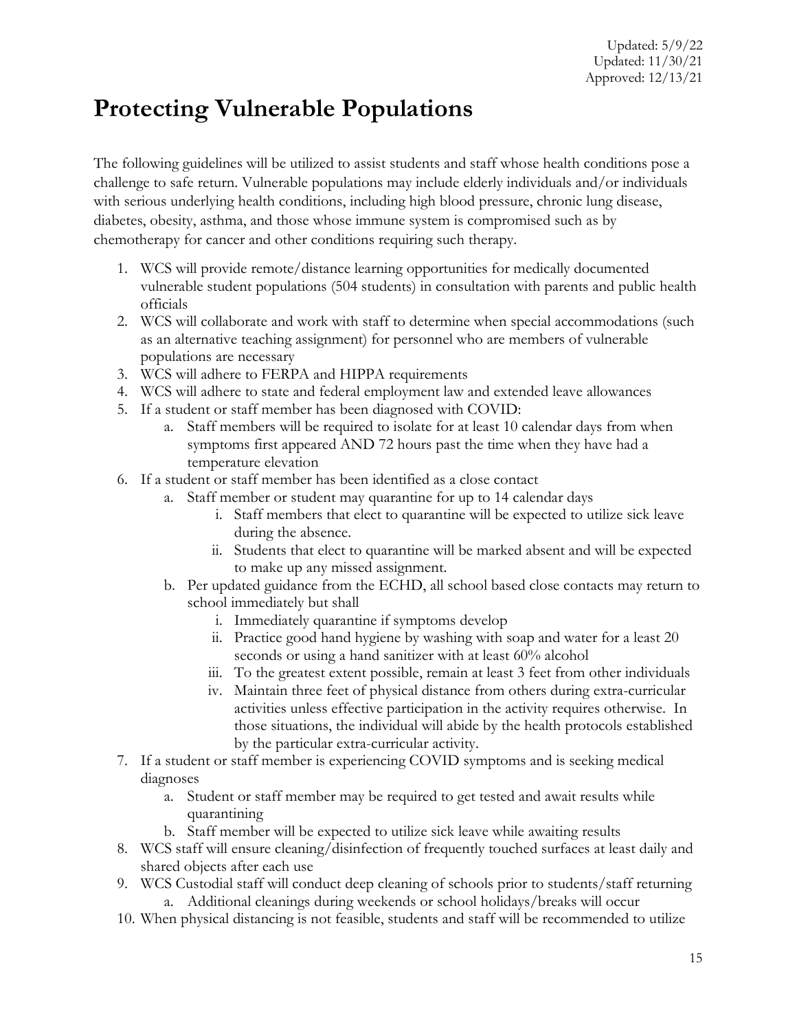Updated: 5/9/22
Updated: 11/30/21
Approved: 12/13/21

# Protecting Vulnerable Populations

The following guidelines will be utilized to assist students and staff whose health conditions pose a challenge to safe return. Vulnerable populations may include elderly individuals and/or individuals with serious underlying health conditions, including high blood pressure, chronic lung disease, diabetes, obesity, asthma, and those whose immune system is compromised such as by chemotherapy for cancer and other conditions requiring such therapy.

1. WCS will provide remote/distance learning opportunities for medically documented vulnerable student populations (504 students) in consultation with parents and public health officials
2. WCS will collaborate and work with staff to determine when special accommodations (such as an alternative teaching assignment) for personnel who are members of vulnerable populations are necessary
3. WCS will adhere to FERPA and HIPPA requirements
4. WCS will adhere to state and federal employment law and extended leave allowances
5. If a student or staff member has been diagnosed with COVID:
   a. Staff members will be required to isolate for at least 10 calendar days from when symptoms first appeared AND 72 hours past the time when they have had a temperature elevation
6. If a student or staff member has been identified as a close contact
   a. Staff member or student may quarantine for up to 14 calendar days
      i. Staff members that elect to quarantine will be expected to utilize sick leave during the absence.
      ii. Students that elect to quarantine will be marked absent and will be expected to make up any missed assignment.
   b. Per updated guidance from the ECHD, all school based close contacts may return to school immediately but shall
      i. Immediately quarantine if symptoms develop
      ii. Practice good hand hygiene by washing with soap and water for a least 20 seconds or using a hand sanitizer with at least 60% alcohol
      iii. To the greatest extent possible, remain at least 3 feet from other individuals
      iv. Maintain three feet of physical distance from others during extra-curricular activities unless effective participation in the activity requires otherwise. In those situations, the individual will abide by the health protocols established by the particular extra-curricular activity.
7. If a student or staff member is experiencing COVID symptoms and is seeking medical diagnoses
   a. Student or staff member may be required to get tested and await results while quarantining
   b. Staff member will be expected to utilize sick leave while awaiting results
8. WCS staff will ensure cleaning/disinfection of frequently touched surfaces at least daily and shared objects after each use
9. WCS Custodial staff will conduct deep cleaning of schools prior to students/staff returning
   a. Additional cleanings during weekends or school holidays/breaks will occur
10. When physical distancing is not feasible, students and staff will be recommended to utilize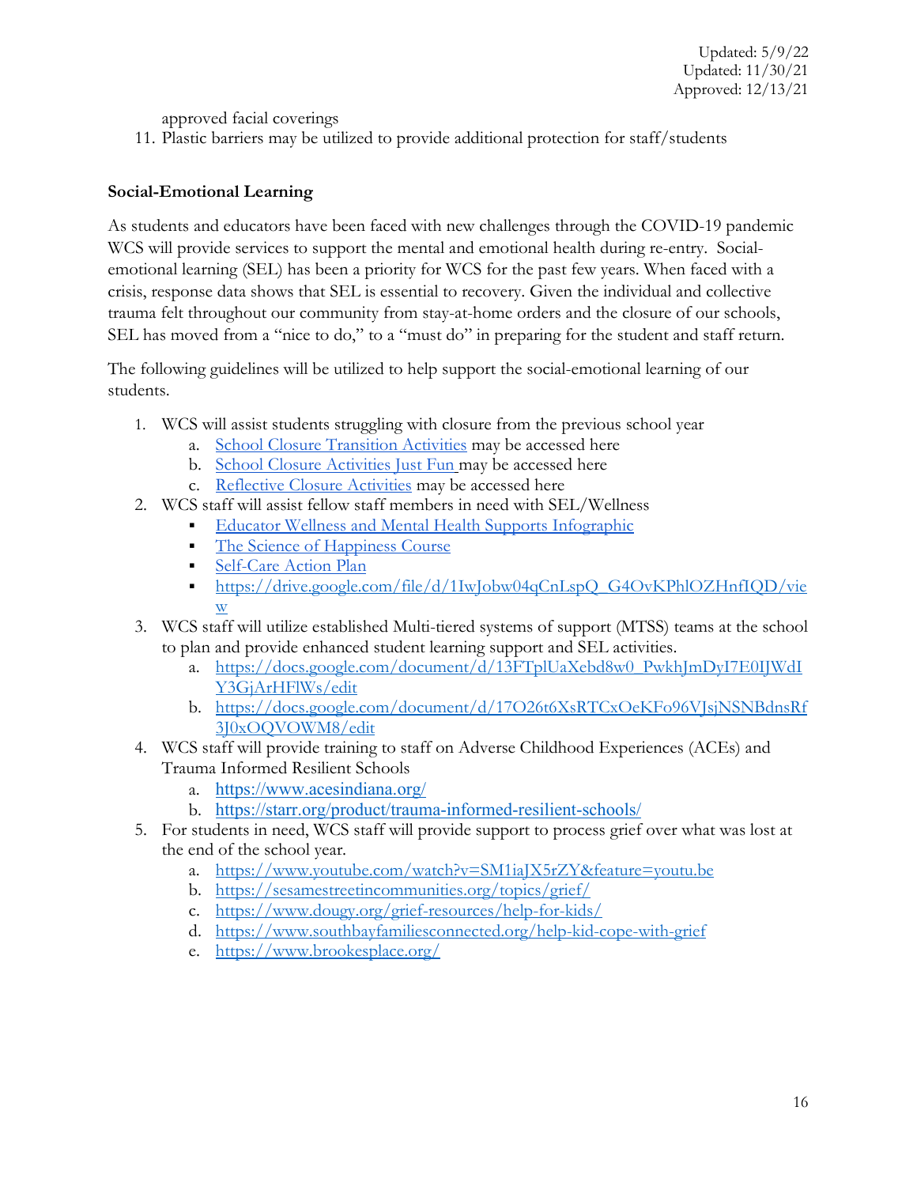approved facial coverings

11. Plastic barriers may be utilized to provide additional protection for staff/students

**Social-Emotional Learning**

As students and educators have been faced with new challenges through the COVID-19 pandemic WCS will provide services to support the mental and emotional health during re-entry. Social-emotional learning (SEL) has been a priority for WCS for the past few years. When faced with a crisis, response data shows that SEL is essential to recovery. Given the individual and collective trauma felt throughout our community from stay-at-home orders and the closure of our schools, SEL has moved from a "nice to do," to a "must do" in preparing for the student and staff return.

The following guidelines will be utilized to help support the social-emotional learning of our students.

1. WCS will assist students struggling with closure from the previous school year
   a. School Closure Transition Activities may be accessed here
   b. School Closure Activities Just Fun may be accessed here
   c. Reflective Closure Activities may be accessed here
2. WCS staff will assist fellow staff members in need with SEL/Wellness
   - Educator Wellness and Mental Health Supports Infographic
   - The Science of Happiness Course
   - Self-Care Action Plan
   - https://drive.google.com/file/d/1IwJobw04qCnLspQ_G4OvKPhlOZHnfIQD/view
3. WCS staff will utilize established Multi-tiered systems of support (MTSS) teams at the school to plan and provide enhanced student learning support and SEL activities.
   a. https://docs.google.com/document/d/13FTplUaXebd8w0_PwkhJmDyI7E0IJWdIY3GjArHFlWs/edit
   b. https://docs.google.com/document/d/17O26t6XsRTCxOeKFo96VJsjNSNBdnsRf3J0xOQVOWM8/edit
4. WCS staff will provide training to staff on Adverse Childhood Experiences (ACEs) and Trauma Informed Resilient Schools
   a. https://www.acesindiana.org/
   b. https://starr.org/product/trauma-informed-resilient-schools/
5. For students in need, WCS staff will provide support to process grief over what was lost at the end of the school year.
   a. https://www.youtube.com/watch?v=SM1iaJX5rZY&feature=youtu.be
   b. https://sesamestreetincommunities.org/topics/grief/
   c. https://www.dougy.org/grief-resources/help-for-kids/
   d. https://www.southbayfamiliesconnected.org/help-kid-cope-with-grief
   e. https://www.brookesplace.org/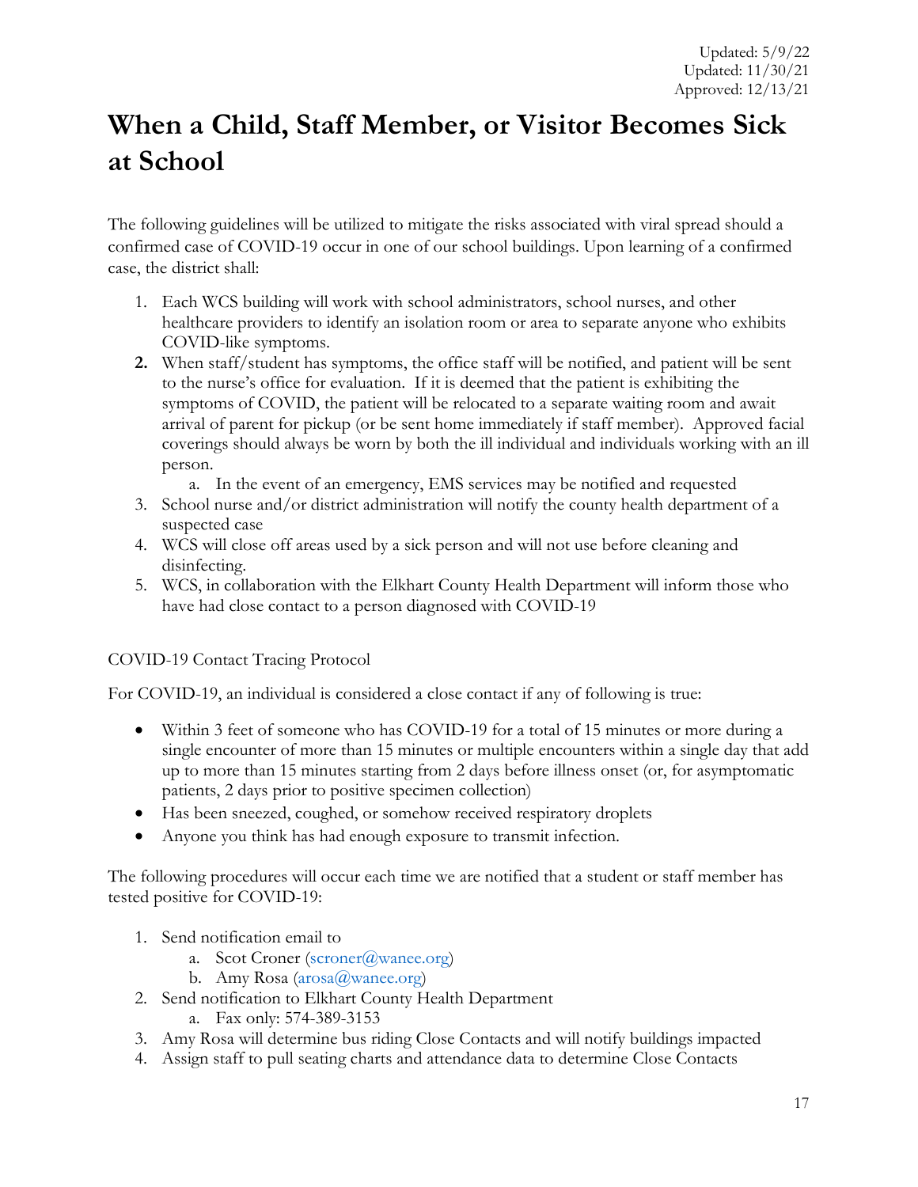Updated: 5/9/22
Updated: 11/30/21
Approved: 12/13/21

# When a Child, Staff Member, or Visitor Becomes Sick at School

The following guidelines will be utilized to mitigate the risks associated with viral spread should a confirmed case of COVID-19 occur in one of our school buildings. Upon learning of a confirmed case, the district shall:

1. Each WCS building will work with school administrators, school nurses, and other healthcare providers to identify an isolation room or area to separate anyone who exhibits COVID-like symptoms.
2. When staff/student has symptoms, the office staff will be notified, and patient will be sent to the nurse's office for evaluation. If it is deemed that the patient is exhibiting the symptoms of COVID, the patient will be relocated to a separate waiting room and await arrival of parent for pickup (or be sent home immediately if staff member). Approved facial coverings should always be worn by both the ill individual and individuals working with an ill person.
   a. In the event of an emergency, EMS services may be notified and requested
3. School nurse and/or district administration will notify the county health department of a suspected case
4. WCS will close off areas used by a sick person and will not use before cleaning and disinfecting.
5. WCS, in collaboration with the Elkhart County Health Department will inform those who have had close contact to a person diagnosed with COVID-19

COVID-19 Contact Tracing Protocol

For COVID-19, an individual is considered a close contact if any of following is true:

- Within 3 feet of someone who has COVID-19 for a total of 15 minutes or more during a single encounter of more than 15 minutes or multiple encounters within a single day that add up to more than 15 minutes starting from 2 days before illness onset (or, for asymptomatic patients, 2 days prior to positive specimen collection)
- Has been sneezed, coughed, or somehow received respiratory droplets
- Anyone you think has had enough exposure to transmit infection.

The following procedures will occur each time we are notified that a student or staff member has tested positive for COVID-19:

1. Send notification email to
   a. Scot Croner (scroner@wanee.org)
   b. Amy Rosa (arosa@wanee.org)
2. Send notification to Elkhart County Health Department
   a. Fax only: 574-389-3153
3. Amy Rosa will determine bus riding Close Contacts and will notify buildings impacted
4. Assign staff to pull seating charts and attendance data to determine Close Contacts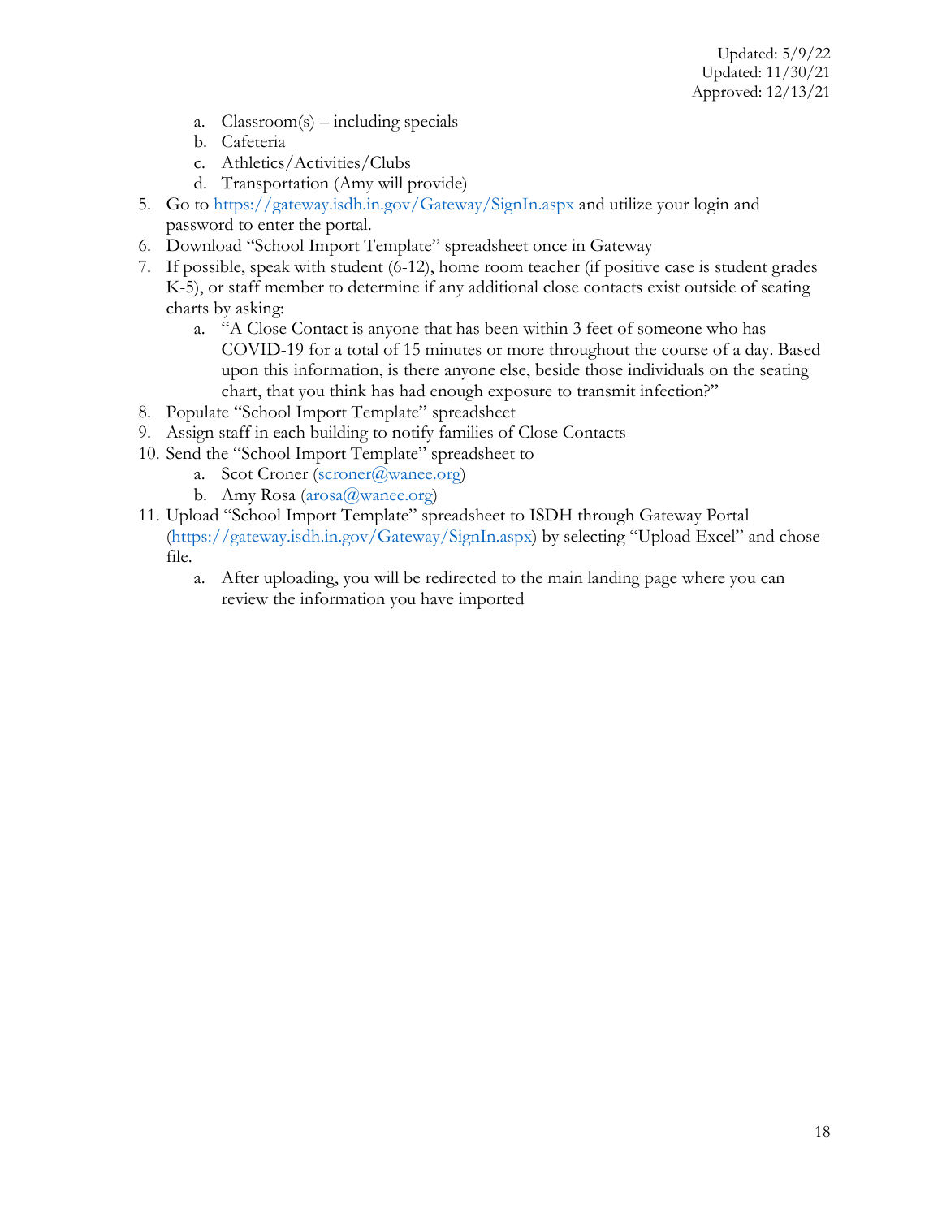Updated: 5/9/22
Updated: 11/30/21
Approved: 12/13/21

   a. Classroom(s) – including specials
   b. Cafeteria
   c. Athletics/Activities/Clubs
   d. Transportation (Amy will provide)
5. Go to https://gateway.isdh.in.gov/Gateway/SignIn.aspx and utilize your login and password to enter the portal.
6. Download "School Import Template" spreadsheet once in Gateway
7. If possible, speak with student (6-12), home room teacher (if positive case is student grades K-5), or staff member to determine if any additional close contacts exist outside of seating charts by asking:
   a. "A Close Contact is anyone that has been within 3 feet of someone who has COVID-19 for a total of 15 minutes or more throughout the course of a day. Based upon this information, is there anyone else, beside those individuals on the seating chart, that you think has had enough exposure to transmit infection?"
8. Populate "School Import Template" spreadsheet
9. Assign staff in each building to notify families of Close Contacts
10. Send the "School Import Template" spreadsheet to
    a. Scot Croner (scroner@wanee.org)
    b. Amy Rosa (arosa@wanee.org)
11. Upload "School Import Template" spreadsheet to ISDH through Gateway Portal (https://gateway.isdh.in.gov/Gateway/SignIn.aspx) by selecting "Upload Excel" and chose file.
    a. After uploading, you will be redirected to the main landing page where you can review the information you have imported